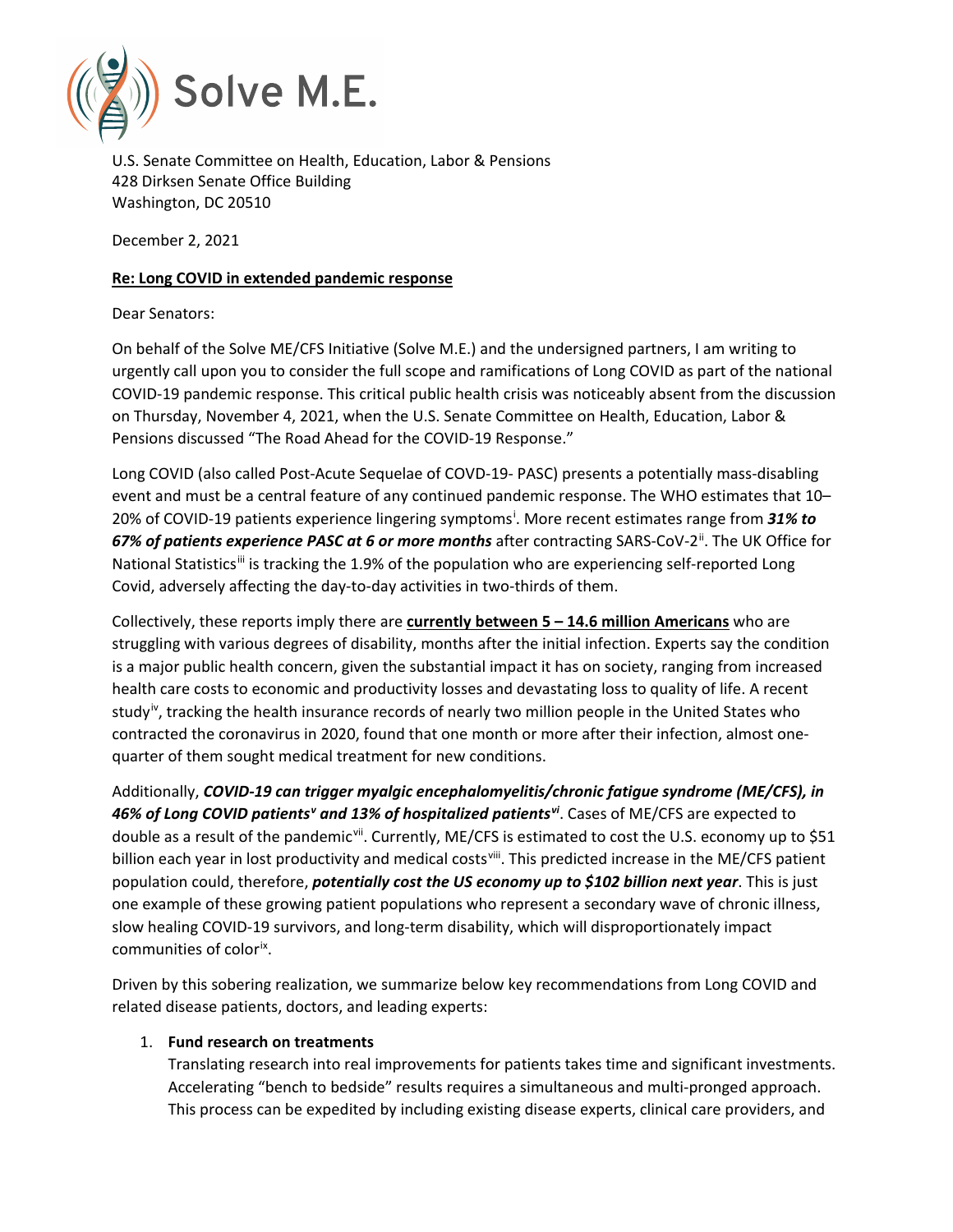Solve M.E.

U.S. Senate Committee on Health, Education, Labor & Pensions
428 Dirksen Senate Office Building
Washington, DC 20510

December 2, 2021

**Re: Long COVID in extended pandemic response**

Dear Senators:

On behalf of the Solve ME/CFS Initiative (Solve M.E.) and the undersigned partners, I am writing to urgently call upon you to consider the full scope and ramifications of Long COVID as part of the national COVID-19 pandemic response. This critical public health crisis was noticeably absent from the discussion on Thursday, November 4, 2021, when the U.S. Senate Committee on Health, Education, Labor & Pensions discussed "The Road Ahead for the COVID-19 Response."

Long COVID (also called Post-Acute Sequelae of COVD-19- PASC) presents a potentially mass-disabling event and must be a central feature of any continued pandemic response. The WHO estimates that 10–20% of COVID-19 patients experience lingering symptoms[i]. More recent estimates range from ***31% to 67% of patients experience PASC at 6 or more months*** after contracting SARS-CoV-2[ii]. The UK Office for National Statistics[iii] is tracking the 1.9% of the population who are experiencing self-reported Long Covid, adversely affecting the day-to-day activities in two-thirds of them.

Collectively, these reports imply there are **currently between 5 – 14.6 million Americans** who are struggling with various degrees of disability, months after the initial infection. Experts say the condition is a major public health concern, given the substantial impact it has on society, ranging from increased health care costs to economic and productivity losses and devastating loss to quality of life. A recent study[iv], tracking the health insurance records of nearly two million people in the United States who contracted the coronavirus in 2020, found that one month or more after their infection, almost one-quarter of them sought medical treatment for new conditions.

Additionally, ***COVID-19 can trigger myalgic encephalomyelitis/chronic fatigue syndrome (ME/CFS), in 46% of Long COVID patients[v] and 13% of hospitalized patients[vi]***. Cases of ME/CFS are expected to double as a result of the pandemic[vii]. Currently, ME/CFS is estimated to cost the U.S. economy up to $51 billion each year in lost productivity and medical costs[viii]. This predicted increase in the ME/CFS patient population could, therefore, ***potentially cost the US economy up to $102 billion next year***. This is just one example of these growing patient populations who represent a secondary wave of chronic illness, slow healing COVID-19 survivors, and long-term disability, which will disproportionately impact communities of color[ix].

Driven by this sobering realization, we summarize below key recommendations from Long COVID and related disease patients, doctors, and leading experts:

1. **Fund research on treatments**
   Translating research into real improvements for patients takes time and significant investments. Accelerating "bench to bedside" results requires a simultaneous and multi-pronged approach. This process can be expedited by including existing disease experts, clinical care providers, and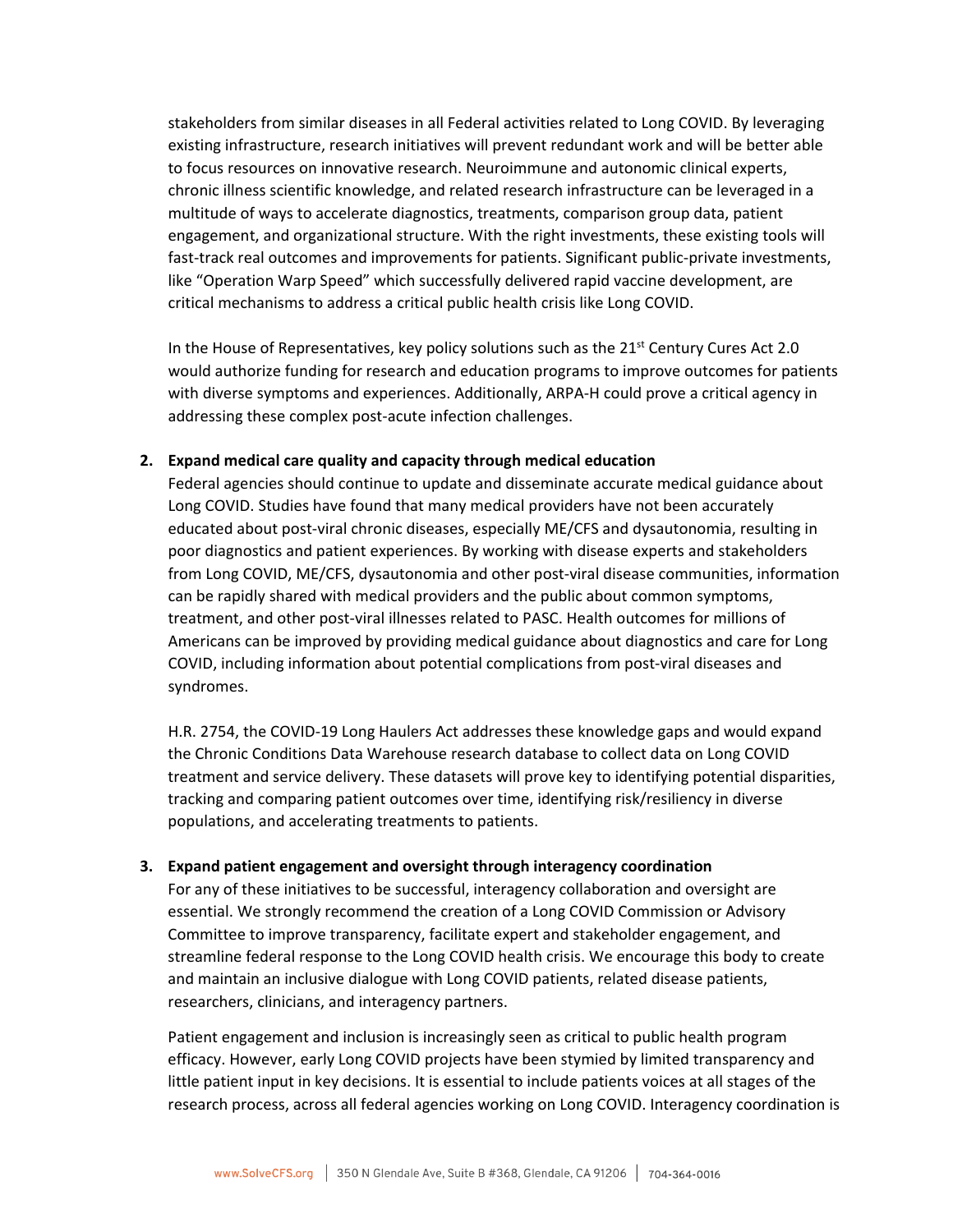stakeholders from similar diseases in all Federal activities related to Long COVID. By leveraging existing infrastructure, research initiatives will prevent redundant work and will be better able to focus resources on innovative research. Neuroimmune and autonomic clinical experts, chronic illness scientific knowledge, and related research infrastructure can be leveraged in a multitude of ways to accelerate diagnostics, treatments, comparison group data, patient engagement, and organizational structure. With the right investments, these existing tools will fast-track real outcomes and improvements for patients. Significant public-private investments, like "Operation Warp Speed" which successfully delivered rapid vaccine development, are critical mechanisms to address a critical public health crisis like Long COVID.

In the House of Representatives, key policy solutions such as the 21st Century Cures Act 2.0 would authorize funding for research and education programs to improve outcomes for patients with diverse symptoms and experiences. Additionally, ARPA-H could prove a critical agency in addressing these complex post-acute infection challenges.

2. **Expand medical care quality and capacity through medical education**

   Federal agencies should continue to update and disseminate accurate medical guidance about Long COVID. Studies have found that many medical providers have not been accurately educated about post-viral chronic diseases, especially ME/CFS and dysautonomia, resulting in poor diagnostics and patient experiences. By working with disease experts and stakeholders from Long COVID, ME/CFS, dysautonomia and other post-viral disease communities, information can be rapidly shared with medical providers and the public about common symptoms, treatment, and other post-viral illnesses related to PASC. Health outcomes for millions of Americans can be improved by providing medical guidance about diagnostics and care for Long COVID, including information about potential complications from post-viral diseases and syndromes.

   H.R. 2754, the COVID-19 Long Haulers Act addresses these knowledge gaps and would expand the Chronic Conditions Data Warehouse research database to collect data on Long COVID treatment and service delivery. These datasets will prove key to identifying potential disparities, tracking and comparing patient outcomes over time, identifying risk/resiliency in diverse populations, and accelerating treatments to patients.

3. **Expand patient engagement and oversight through interagency coordination**

   For any of these initiatives to be successful, interagency collaboration and oversight are essential. We strongly recommend the creation of a Long COVID Commission or Advisory Committee to improve transparency, facilitate expert and stakeholder engagement, and streamline federal response to the Long COVID health crisis. We encourage this body to create and maintain an inclusive dialogue with Long COVID patients, related disease patients, researchers, clinicians, and interagency partners.

   Patient engagement and inclusion is increasingly seen as critical to public health program efficacy. However, early Long COVID projects have been stymied by limited transparency and little patient input in key decisions. It is essential to include patients voices at all stages of the research process, across all federal agencies working on Long COVID. Interagency coordination is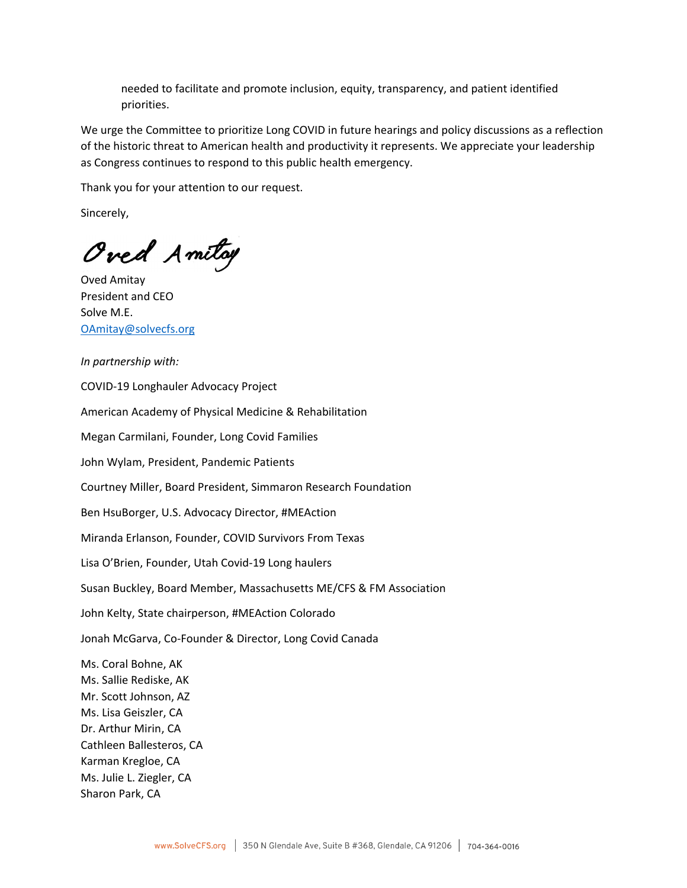needed to facilitate and promote inclusion, equity, transparency, and patient identified priorities.

We urge the Committee to prioritize Long COVID in future hearings and policy discussions as a reflection of the historic threat to American health and productivity it represents. We appreciate your leadership as Congress continues to respond to this public health emergency.

Thank you for your attention to our request.

Sincerely,

Oved Amitay
President and CEO
Solve M.E.
OAmitay@solvecfs.org

*In partnership with:*

COVID-19 Longhauler Advocacy Project

American Academy of Physical Medicine & Rehabilitation

Megan Carmilani, Founder, Long Covid Families

John Wylam, President, Pandemic Patients

Courtney Miller, Board President, Simmaron Research Foundation

Ben HsuBorger, U.S. Advocacy Director, #MEAction

Miranda Erlanson, Founder, COVID Survivors From Texas

Lisa O'Brien, Founder, Utah Covid-19 Long haulers

Susan Buckley, Board Member, Massachusetts ME/CFS & FM Association

John Kelty, State chairperson, #MEAction Colorado

Jonah McGarva, Co-Founder & Director, Long Covid Canada

Ms. Coral Bohne, AK
Ms. Sallie Rediske, AK
Mr. Scott Johnson, AZ
Ms. Lisa Geiszler, CA
Dr. Arthur Mirin, CA
Cathleen Ballesteros, CA
Karman Kregloe, CA
Ms. Julie L. Ziegler, CA
Sharon Park, CA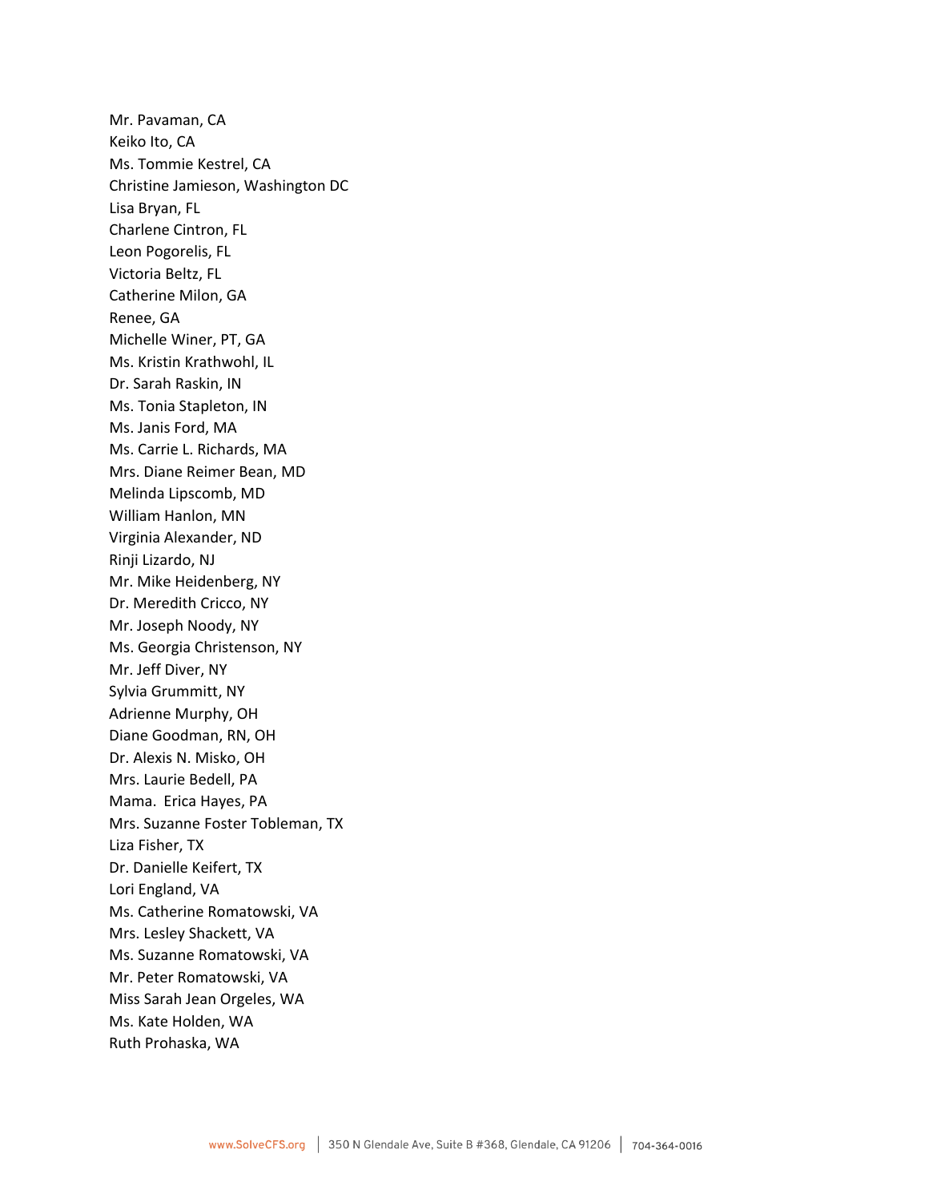Mr. Pavaman, CA  
Keiko Ito, CA  
Ms. Tommie Kestrel, CA  
Christine Jamieson, Washington DC  
Lisa Bryan, FL  
Charlene Cintron, FL  
Leon Pogorelis, FL  
Victoria Beltz, FL  
Catherine Milon, GA  
Renee, GA  
Michelle Winer, PT, GA  
Ms. Kristin Krathwohl, IL  
Dr. Sarah Raskin, IN  
Ms. Tonia Stapleton, IN  
Ms. Janis Ford, MA  
Ms. Carrie L. Richards, MA  
Mrs. Diane Reimer Bean, MD  
Melinda Lipscomb, MD  
William Hanlon, MN  
Virginia Alexander, ND  
Rinji Lizardo, NJ  
Mr. Mike Heidenberg, NY  
Dr. Meredith Cricco, NY  
Mr. Joseph Noody, NY  
Ms. Georgia Christenson, NY  
Mr. Jeff Diver, NY  
Sylvia Grummitt, NY  
Adrienne Murphy, OH  
Diane Goodman, RN, OH  
Dr. Alexis N. Misko, OH  
Mrs. Laurie Bedell, PA  
Mama. Erica Hayes, PA  
Mrs. Suzanne Foster Tobleman, TX  
Liza Fisher, TX  
Dr. Danielle Keifert, TX  
Lori England, VA  
Ms. Catherine Romatowski, VA  
Mrs. Lesley Shackett, VA  
Ms. Suzanne Romatowski, VA  
Mr. Peter Romatowski, VA  
Miss Sarah Jean Orgeles, WA  
Ms. Kate Holden, WA  
Ruth Prohaska, WA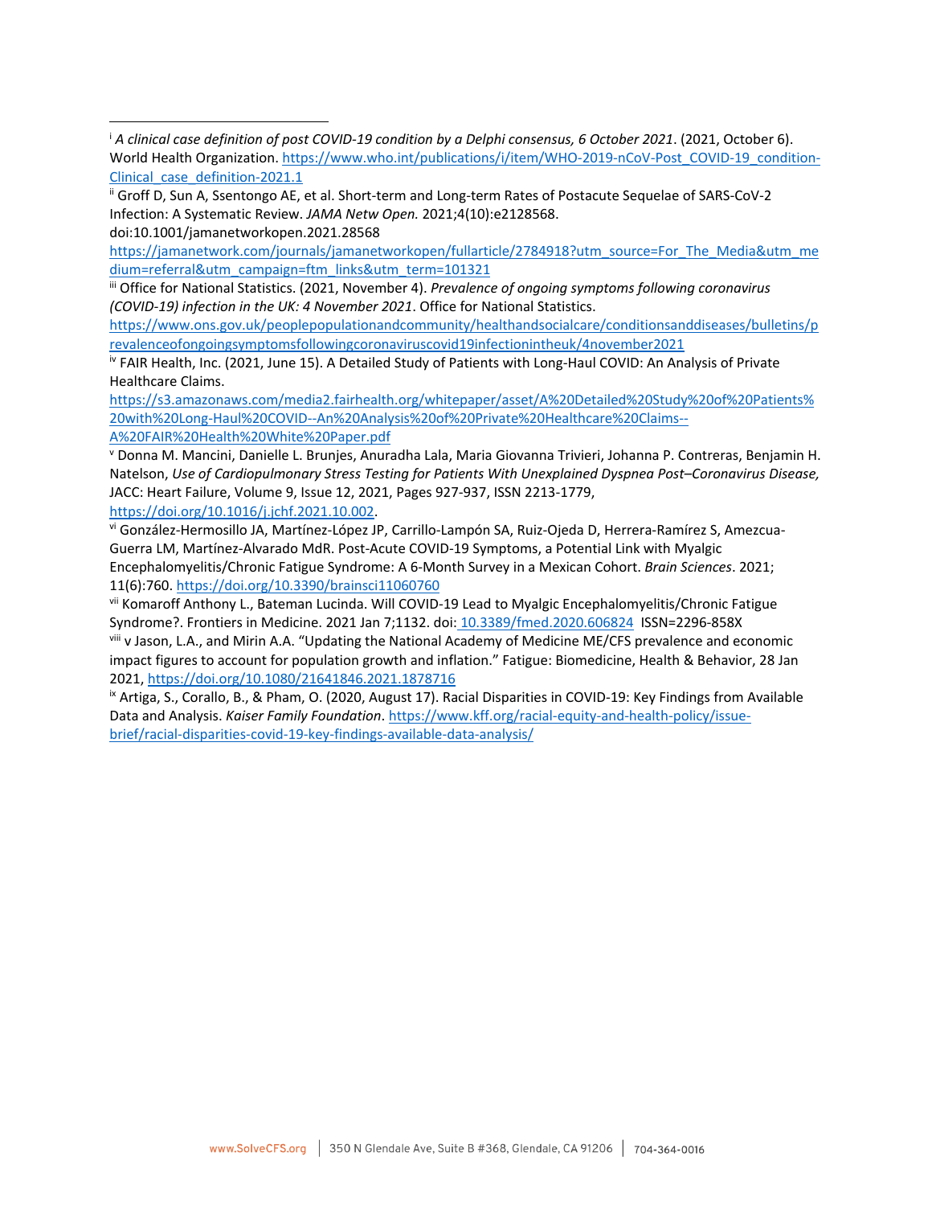[i] *A clinical case definition of post COVID-19 condition by a Delphi consensus, 6 October 2021*. (2021, October 6). World Health Organization. https://www.who.int/publications/i/item/WHO-2019-nCoV-Post_COVID-19_condition-Clinical_case_definition-2021.1

[ii] Groff D, Sun A, Ssentongo AE, et al. Short-term and Long-term Rates of Postacute Sequelae of SARS-CoV-2 Infection: A Systematic Review. *JAMA Netw Open.* 2021;4(10):e2128568. doi:10.1001/jamanetworkopen.2021.28568 https://jamanetwork.com/journals/jamanetworkopen/fullarticle/2784918?utm_source=For_The_Media&utm_medium=referral&utm_campaign=ftm_links&utm_term=101321

[iii] Office for National Statistics. (2021, November 4). *Prevalence of ongoing symptoms following coronavirus (COVID-19) infection in the UK: 4 November 2021*. Office for National Statistics. https://www.ons.gov.uk/peoplepopulationandcommunity/healthandsocialcare/conditionsanddiseases/bulletins/prevalenceofongoingsymptomsfollowingcoronaviruscovid19infectionintheuk/4november2021

[iv] FAIR Health, Inc. (2021, June 15). A Detailed Study of Patients with Long-Haul COVID: An Analysis of Private Healthcare Claims. https://s3.amazonaws.com/media2.fairhealth.org/whitepaper/asset/A%20Detailed%20Study%20of%20Patients%20with%20Long-Haul%20COVID--An%20Analysis%20of%20Private%20Healthcare%20Claims--A%20FAIR%20Health%20White%20Paper.pdf

[v] Donna M. Mancini, Danielle L. Brunjes, Anuradha Lala, Maria Giovanna Trivieri, Johanna P. Contreras, Benjamin H. Natelson, *Use of Cardiopulmonary Stress Testing for Patients With Unexplained Dyspnea Post–Coronavirus Disease,* JACC: Heart Failure, Volume 9, Issue 12, 2021, Pages 927-937, ISSN 2213-1779, https://doi.org/10.1016/j.jchf.2021.10.002.

[vi] González-Hermosillo JA, Martínez-López JP, Carrillo-Lampón SA, Ruiz-Ojeda D, Herrera-Ramírez S, Amezcua-Guerra LM, Martínez-Alvarado MdR. Post-Acute COVID-19 Symptoms, a Potential Link with Myalgic Encephalomyelitis/Chronic Fatigue Syndrome: A 6-Month Survey in a Mexican Cohort. *Brain Sciences*. 2021; 11(6):760. https://doi.org/10.3390/brainsci11060760

[vii] Komaroff Anthony L., Bateman Lucinda. Will COVID-19 Lead to Myalgic Encephalomyelitis/Chronic Fatigue Syndrome?. Frontiers in Medicine. 2021 Jan 7;1132. doi: 10.3389/fmed.2020.606824 ISSN=2296-858X

[viii] v Jason, L.A., and Mirin A.A. "Updating the National Academy of Medicine ME/CFS prevalence and economic impact figures to account for population growth and inflation." Fatigue: Biomedicine, Health & Behavior, 28 Jan 2021, https://doi.org/10.1080/21641846.2021.1878716

[ix] Artiga, S., Corallo, B., & Pham, O. (2020, August 17). Racial Disparities in COVID-19: Key Findings from Available Data and Analysis. *Kaiser Family Foundation*. https://www.kff.org/racial-equity-and-health-policy/issue-brief/racial-disparities-covid-19-key-findings-available-data-analysis/